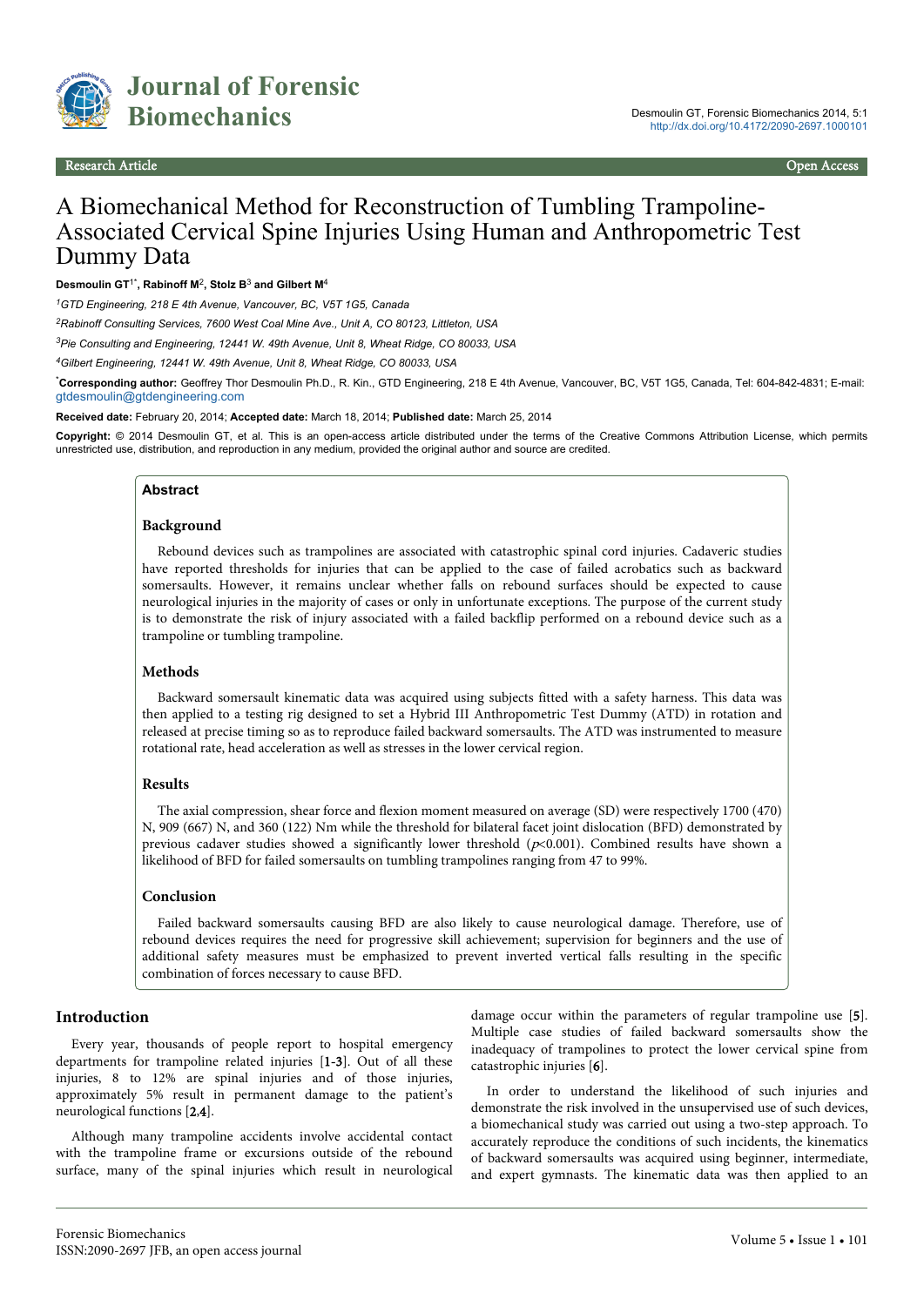# A Biomechanical Method for Reconstruction of Tumbling Trampoline-Associated Cervical Spine Injuries Using Human and Anthropometric Test Dummy Data

**Desmoulin GT[1*], Rabinoff M[2], Stolz B[3] and Gilbert M[4]**

*[1]GTD Engineering, 218 E 4th Avenue, Vancouver, BC, V5T 1G5, Canada*

*[2]Rabinoff Consulting Services, 7600 West Coal Mine Ave., Unit A, CO 80123, Littleton, USA*

*[3]Pie Consulting and Engineering, 12441 W. 49th Avenue, Unit 8, Wheat Ridge, CO 80033, USA*

*[4]Gilbert Engineering, 12441 W. 49th Avenue, Unit 8, Wheat Ridge, CO 80033, USA*

**[*]Corresponding author:** Geoffrey Thor Desmoulin Ph.D., R. Kin., GTD Engineering, 218 E 4th Avenue, Vancouver, BC, V5T 1G5, Canada, Tel: 604-842-4831; E-mail: gtdesmoulin@gtdengineering.com

**Received date:** February 20, 2014; **Accepted date:** March 18, 2014; **Published date:** March 25, 2014

**Copyright:** © 2014 Desmoulin GT, et al. This is an open-access article distributed under the terms of the Creative Commons Attribution License, which permits unrestricted use, distribution, and reproduction in any medium, provided the original author and source are credited.

## Abstract

### Background

Rebound devices such as trampolines are associated with catastrophic spinal cord injuries. Cadaveric studies have reported thresholds for injuries that can be applied to the case of failed acrobatics such as backward somersaults. However, it remains unclear whether falls on rebound surfaces should be expected to cause neurological injuries in the majority of cases or only in unfortunate exceptions. The purpose of the current study is to demonstrate the risk of injury associated with a failed backflip performed on a rebound device such as a trampoline or tumbling trampoline.

### Methods

Backward somersault kinematic data was acquired using subjects fitted with a safety harness. This data was then applied to a testing rig designed to set a Hybrid III Anthropometric Test Dummy (ATD) in rotation and released at precise timing so as to reproduce failed backward somersaults. The ATD was instrumented to measure rotational rate, head acceleration as well as stresses in the lower cervical region.

### Results

The axial compression, shear force and flexion moment measured on average (SD) were respectively 1700 (470) N, 909 (667) N, and 360 (122) Nm while the threshold for bilateral facet joint dislocation (BFD) demonstrated by previous cadaver studies showed a significantly lower threshold ($p<0.001$). Combined results have shown a likelihood of BFD for failed somersaults on tumbling trampolines ranging from 47 to 99%.

### Conclusion

Failed backward somersaults causing BFD are also likely to cause neurological damage. Therefore, use of rebound devices requires the need for progressive skill achievement; supervision for beginners and the use of additional safety measures must be emphasized to prevent inverted vertical falls resulting in the specific combination of forces necessary to cause BFD.

## Introduction

Every year, thousands of people report to hospital emergency departments for trampoline related injuries [1-3]. Out of all these injuries, 8 to 12% are spinal injuries and of those injuries, approximately 5% result in permanent damage to the patient's neurological functions [2,4].

Although many trampoline accidents involve accidental contact with the trampoline frame or excursions outside of the rebound surface, many of the spinal injuries which result in neurological damage occur within the parameters of regular trampoline use [5]. Multiple case studies of failed backward somersaults show the inadequacy of trampolines to protect the lower cervical spine from catastrophic injuries [6].

In order to understand the likelihood of such injuries and demonstrate the risk involved in the unsupervised use of such devices, a biomechanical study was carried out using a two-step approach. To accurately reproduce the conditions of such incidents, the kinematics of backward somersaults was acquired using beginner, intermediate, and expert gymnasts. The kinematic data was then applied to an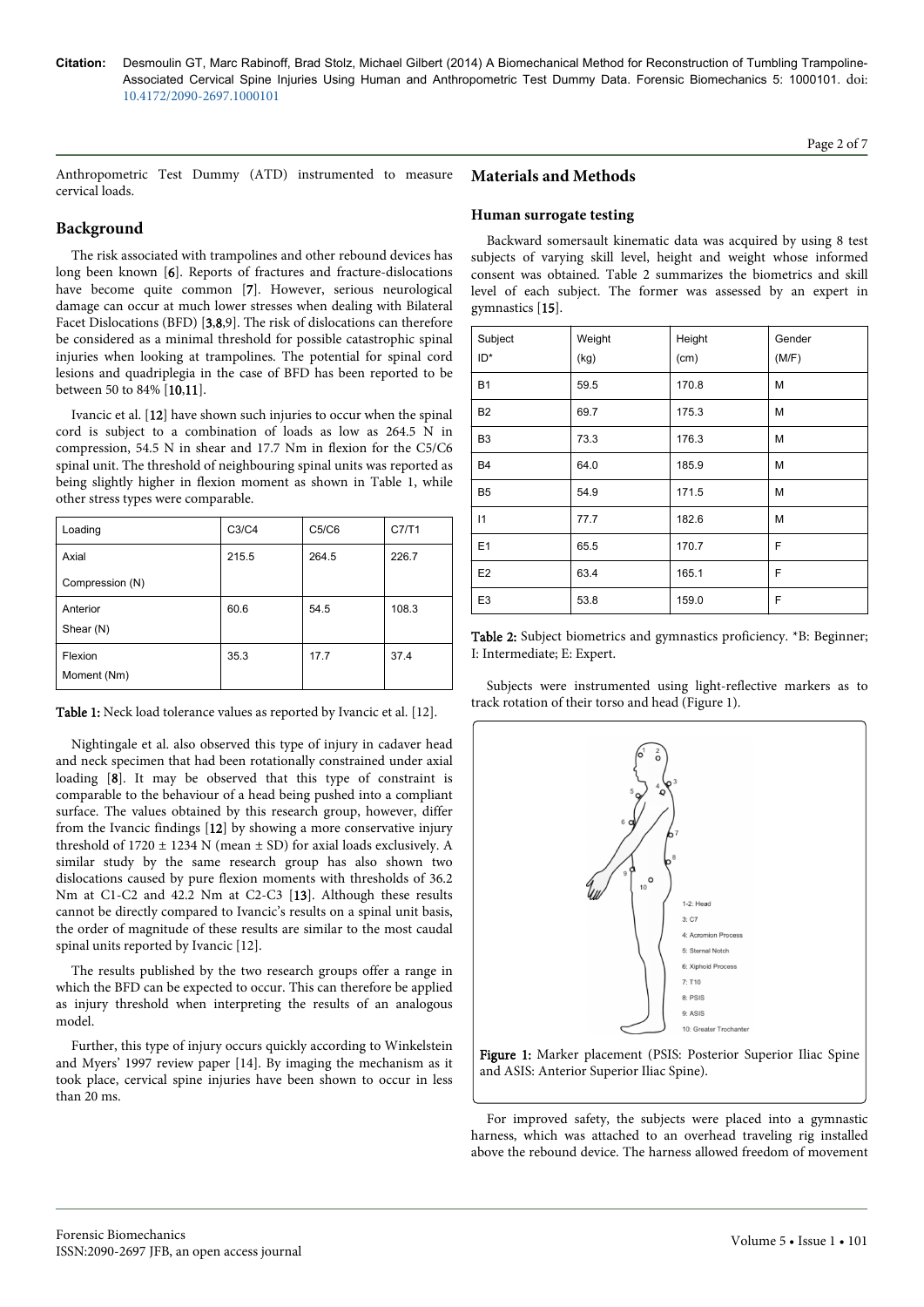Anthropometric Test Dummy (ATD) instrumented to measure cervical loads.

## Background

The risk associated with trampolines and other rebound devices has long been known [6]. Reports of fractures and fracture-dislocations have become quite common [7]. However, serious neurological damage can occur at much lower stresses when dealing with Bilateral Facet Dislocations (BFD) [3,8,9]. The risk of dislocations can therefore be considered as a minimal threshold for possible catastrophic spinal injuries when looking at trampolines. The potential for spinal cord lesions and quadriplegia in the case of BFD has been reported to be between 50 to 84% [10,11].

Ivancic et al. [12] have shown such injuries to occur when the spinal cord is subject to a combination of loads as low as 264.5 N in compression, 54.5 N in shear and 17.7 Nm in flexion for the C5/C6 spinal unit. The threshold of neighbouring spinal units was reported as being slightly higher in flexion moment as shown in Table 1, while other stress types were comparable.

| Loading | C3/C4 | C5/C6 | C7/T1 |
|---|---|---|---|
| Axial Compression (N) | 215.5 | 264.5 | 226.7 |
| Anterior Shear (N) | 60.6 | 54.5 | 108.3 |
| Flexion Moment (Nm) | 35.3 | 17.7 | 37.4 |

**Table 1:** Neck load tolerance values as reported by Ivancic et al. [12].

Nightingale et al. also observed this type of injury in cadaver head and neck specimen that had been rotationally constrained under axial loading [8]. It may be observed that this type of constraint is comparable to the behaviour of a head being pushed into a compliant surface. The values obtained by this research group, however, differ from the Ivancic findings [12] by showing a more conservative injury threshold of 1720 ± 1234 N (mean ± SD) for axial loads exclusively. A similar study by the same research group has also shown two dislocations caused by pure flexion moments with thresholds of 36.2 Nm at C1-C2 and 42.2 Nm at C2-C3 [13]. Although these results cannot be directly compared to Ivancic's results on a spinal unit basis, the order of magnitude of these results are similar to the most caudal spinal units reported by Ivancic [12].

The results published by the two research groups offer a range in which the BFD can be expected to occur. This can therefore be applied as injury threshold when interpreting the results of an analogous model.

Further, this type of injury occurs quickly according to Winkelstein and Myers' 1997 review paper [14]. By imaging the mechanism as it took place, cervical spine injuries have been shown to occur in less than 20 ms.

## Materials and Methods

### Human surrogate testing

Backward somersault kinematic data was acquired by using 8 test subjects of varying skill level, height and weight whose informed consent was obtained. Table 2 summarizes the biometrics and skill level of each subject. The former was assessed by an expert in gymnastics [15].

| Subject ID* | Weight (kg) | Height (cm) | Gender (M/F) |
|---|---|---|---|
| B1 | 59.5 | 170.8 | M |
| B2 | 69.7 | 175.3 | M |
| B3 | 73.3 | 176.3 | M |
| B4 | 64.0 | 185.9 | M |
| B5 | 54.9 | 171.5 | M |
| I1 | 77.7 | 182.6 | M |
| E1 | 65.5 | 170.7 | F |
| E2 | 63.4 | 165.1 | F |
| E3 | 53.8 | 159.0 | F |

**Table 2:** Subject biometrics and gymnastics proficiency. *B: Beginner; I: Intermediate; E: Expert.

Subjects were instrumented using light-reflective markers as to track rotation of their torso and head (Figure 1).

1-2: Head
3: C7
4: Acromion Process
5: Sternal Notch
6: Xiphoid Process
7: T10
8: PSIS
9: ASIS
10: Greater Trochanter

**Figure 1:** Marker placement (PSIS: Posterior Superior Iliac Spine and ASIS: Anterior Superior Iliac Spine).

For improved safety, the subjects were placed into a gymnastic harness, which was attached to an overhead traveling rig installed above the rebound device. The harness allowed freedom of movement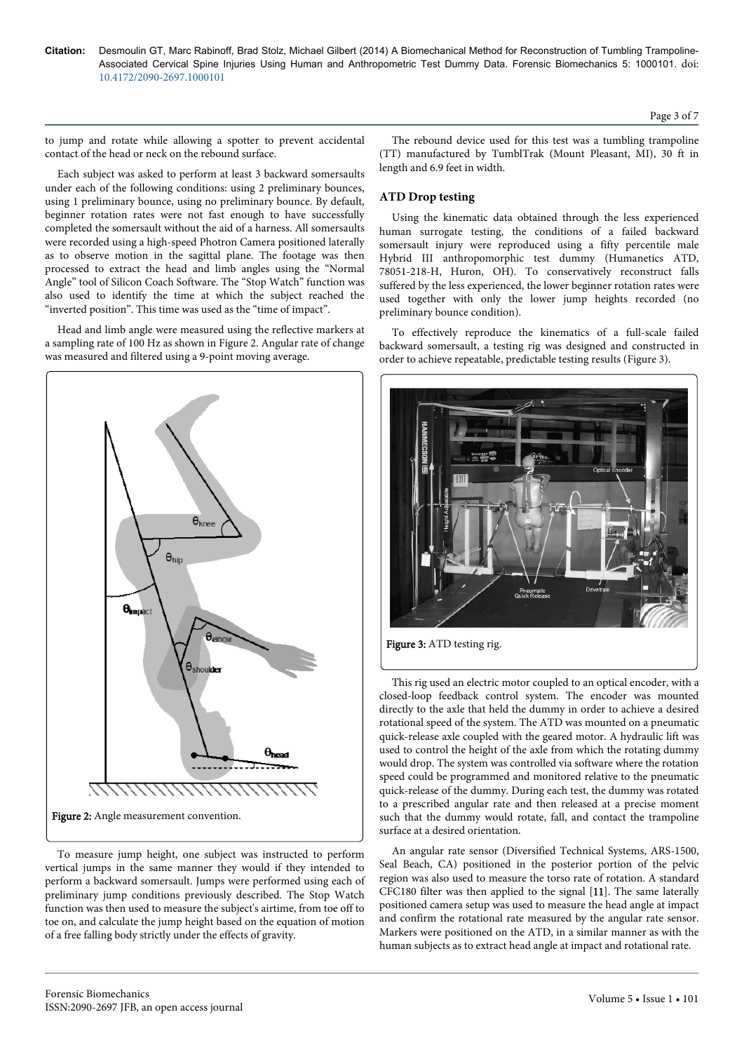to jump and rotate while allowing a spotter to prevent accidental contact of the head or neck on the rebound surface.

Each subject was asked to perform at least 3 backward somersaults under each of the following conditions: using 2 preliminary bounces, using 1 preliminary bounce, using no preliminary bounce. By default, beginner rotation rates were not fast enough to have successfully completed the somersault without the aid of a harness. All somersaults were recorded using a high-speed Photron Camera positioned laterally as to observe motion in the sagittal plane. The footage was then processed to extract the head and limb angles using the "Normal Angle" tool of Silicon Coach Software. The "Stop Watch" function was also used to identify the time at which the subject reached the "inverted position". This time was used as the "time of impact".

Head and limb angle were measured using the reflective markers at a sampling rate of 100 Hz as shown in Figure 2. Angular rate of change was measured and filtered using a 9-point moving average.

Figure 2: Angle measurement convention.

To measure jump height, one subject was instructed to perform vertical jumps in the same manner they would if they intended to perform a backward somersault. Jumps were performed using each of preliminary jump conditions previously described. The Stop Watch function was then used to measure the subject's airtime, from toe off to toe on, and calculate the jump height based on the equation of motion of a free falling body strictly under the effects of gravity.

The rebound device used for this test was a tumbling trampoline (TT) manufactured by TumblTrak (Mount Pleasant, MI), 30 ft in length and 6.9 feet in width.

### ATD Drop testing

Using the kinematic data obtained through the less experienced human surrogate testing, the conditions of a failed backward somersault injury were reproduced using a fifty percentile male Hybrid III anthropomorphic test dummy (Humanetics ATD, 78051-218-H, Huron, OH). To conservatively reconstruct falls suffered by the less experienced, the lower beginner rotation rates were used together with only the lower jump heights recorded (no preliminary bounce condition).

To effectively reproduce the kinematics of a full-scale failed backward somersault, a testing rig was designed and constructed in order to achieve repeatable, predictable testing results (Figure 3).

Figure 3: ATD testing rig.

This rig used an electric motor coupled to an optical encoder, with a closed-loop feedback control system. The encoder was mounted directly to the axle that held the dummy in order to achieve a desired rotational speed of the system. The ATD was mounted on a pneumatic quick-release axle coupled with the geared motor. A hydraulic lift was used to control the height of the axle from which the rotating dummy would drop. The system was controlled via software where the rotation speed could be programmed and monitored relative to the pneumatic quick-release of the dummy. During each test, the dummy was rotated to a prescribed angular rate and then released at a precise moment such that the dummy would rotate, fall, and contact the trampoline surface at a desired orientation.

An angular rate sensor (Diversified Technical Systems, ARS-1500, Seal Beach, CA) positioned in the posterior portion of the pelvic region was also used to measure the torso rate of rotation. A standard CFC180 filter was then applied to the signal [11]. The same laterally positioned camera setup was used to measure the head angle at impact and confirm the rotational rate measured by the angular rate sensor. Markers were positioned on the ATD, in a similar manner as with the human subjects as to extract head angle at impact and rotational rate.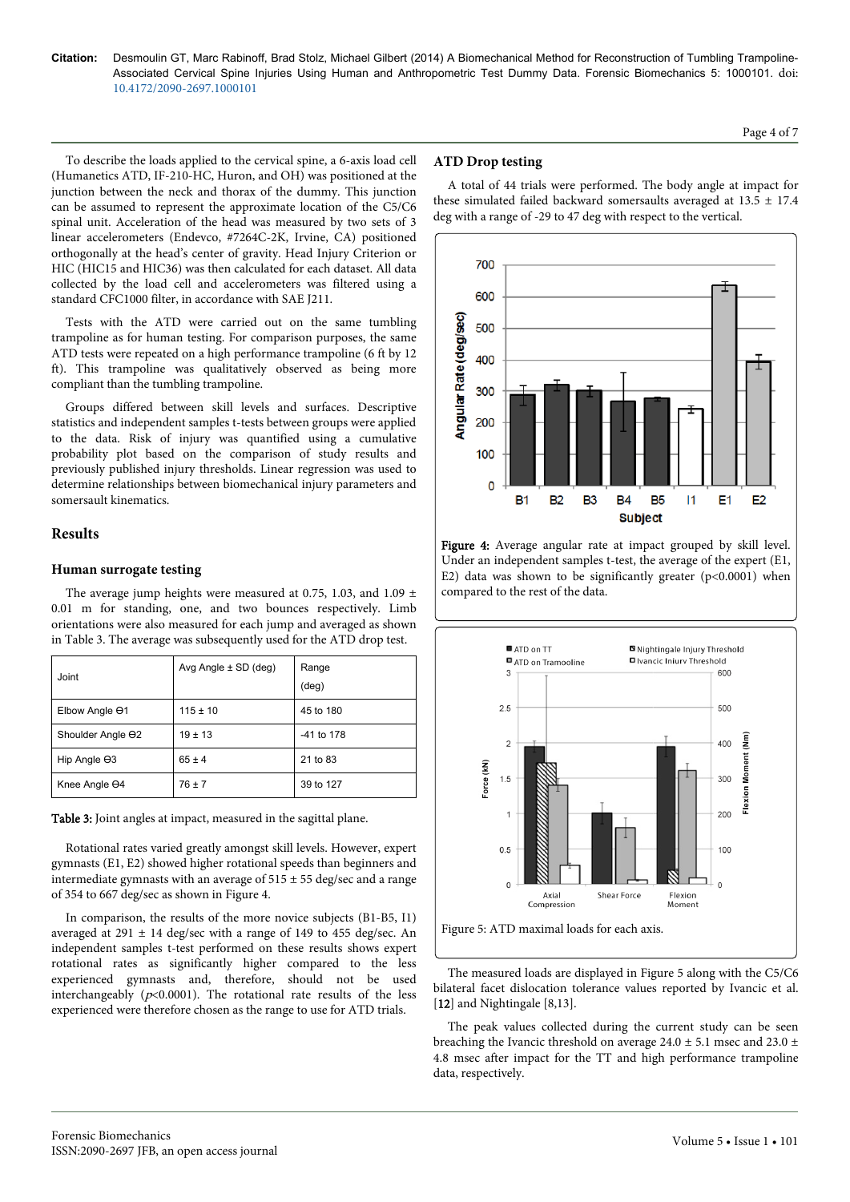To describe the loads applied to the cervical spine, a 6-axis load cell (Humanetics ATD, IF-210-HC, Huron, and OH) was positioned at the junction between the neck and thorax of the dummy. This junction can be assumed to represent the approximate location of the C5/C6 spinal unit. Acceleration of the head was measured by two sets of 3 linear accelerometers (Endevco, #7264C-2K, Irvine, CA) positioned orthogonally at the head's center of gravity. Head Injury Criterion or HIC (HIC15 and HIC36) was then calculated for each dataset. All data collected by the load cell and accelerometers was filtered using a standard CFC1000 filter, in accordance with SAE J211.

Tests with the ATD were carried out on the same tumbling trampoline as for human testing. For comparison purposes, the same ATD tests were repeated on a high performance trampoline (6 ft by 12 ft). This trampoline was qualitatively observed as being more compliant than the tumbling trampoline.

Groups differed between skill levels and surfaces. Descriptive statistics and independent samples t-tests between groups were applied to the data. Risk of injury was quantified using a cumulative probability plot based on the comparison of study results and previously published injury thresholds. Linear regression was used to determine relationships between biomechanical injury parameters and somersault kinematics.

## Results

### Human surrogate testing

The average jump heights were measured at 0.75, 1.03, and 1.09 ± 0.01 m for standing, one, and two bounces respectively. Limb orientations were also measured for each jump and averaged as shown in Table 3. The average was subsequently used for the ATD drop test.

| Joint | Avg Angle ± SD (deg) | Range (deg) |
|---|---|---|
| Elbow Angle ϴ1 | 115 ± 10 | 45 to 180 |
| Shoulder Angle ϴ2 | 19 ± 13 | -41 to 178 |
| Hip Angle ϴ3 | 65 ± 4 | 21 to 83 |
| Knee Angle ϴ4 | 76 ± 7 | 39 to 127 |

**Table 3:** Joint angles at impact, measured in the sagittal plane.

Rotational rates varied greatly amongst skill levels. However, expert gymnasts (E1, E2) showed higher rotational speeds than beginners and intermediate gymnasts with an average of 515 ± 55 deg/sec and a range of 354 to 667 deg/sec as shown in Figure 4.

In comparison, the results of the more novice subjects (B1-B5, I1) averaged at 291 ± 14 deg/sec with a range of 149 to 455 deg/sec. An independent samples t-test performed on these results shows expert rotational rates as significantly higher compared to the less experienced gymnasts and, therefore, should not be used interchangeably ($p<0.0001$). The rotational rate results of the less experienced were therefore chosen as the range to use for ATD trials.

### ATD Drop testing

A total of 44 trials were performed. The body angle at impact for these simulated failed backward somersaults averaged at 13.5 ± 17.4 deg with a range of -29 to 47 deg with respect to the vertical.

**Figure 4:** Average angular rate at impact grouped by skill level. Under an independent samples t-test, the average of the expert (E1, E2) data was shown to be significantly greater ($p<0.0001$) when compared to the rest of the data.

Figure 5: ATD maximal loads for each axis.

The measured loads are displayed in Figure 5 along with the C5/C6 bilateral facet dislocation tolerance values reported by Ivancic et al. [12] and Nightingale [8,13].

The peak values collected during the current study can be seen breaching the Ivancic threshold on average 24.0 ± 5.1 msec and 23.0 ± 4.8 msec after impact for the TT and high performance trampoline data, respectively.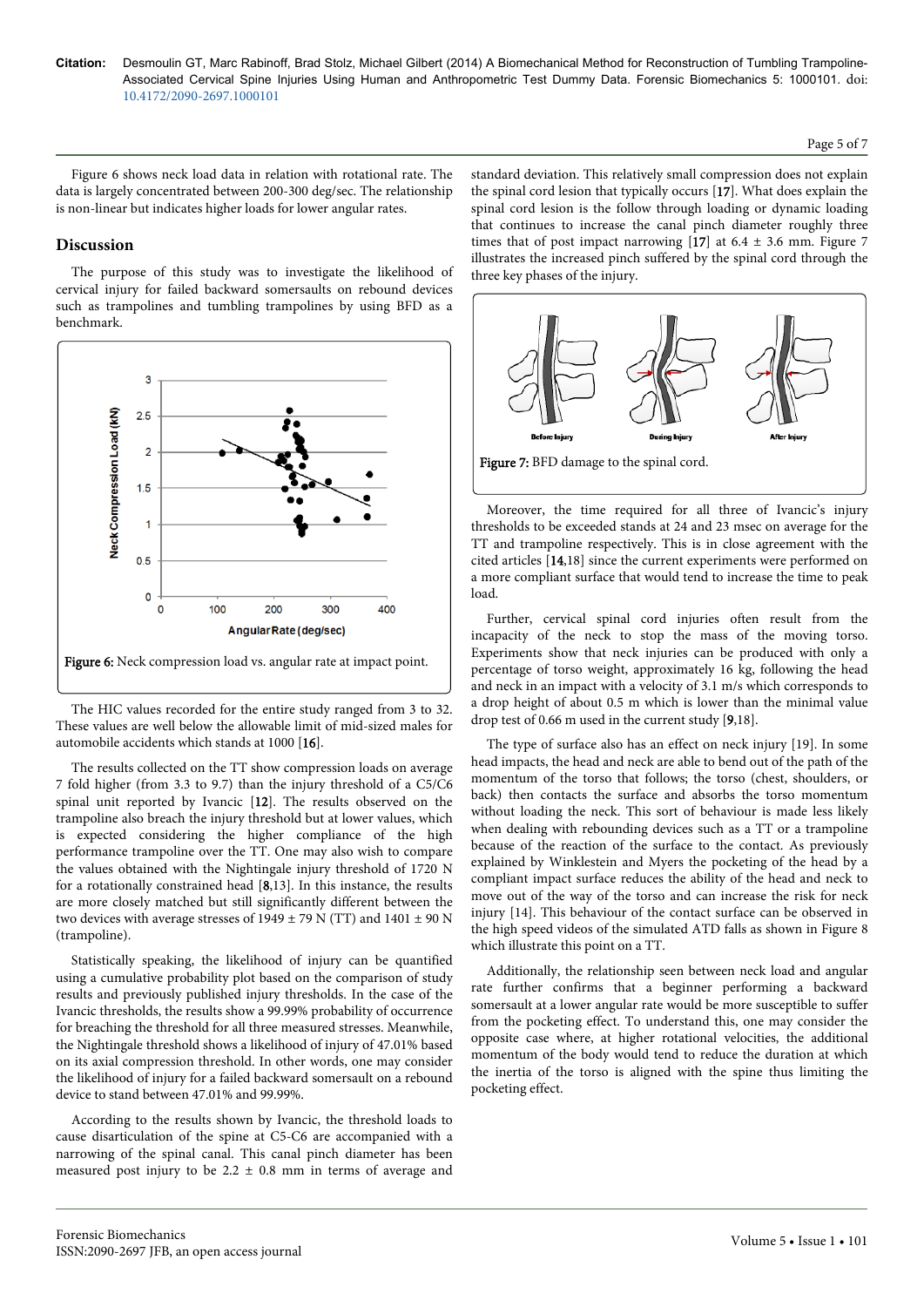Figure 6 shows neck load data in relation with rotational rate. The data is largely concentrated between 200-300 deg/sec. The relationship is non-linear but indicates higher loads for lower angular rates.

## Discussion

The purpose of this study was to investigate the likelihood of cervical injury for failed backward somersaults on rebound devices such as trampolines and tumbling trampolines by using BFD as a benchmark.

Figure 6: Neck compression load vs. angular rate at impact point.

The HIC values recorded for the entire study ranged from 3 to 32. These values are well below the allowable limit of mid-sized males for automobile accidents which stands at 1000 [16].

The results collected on the TT show compression loads on average 7 fold higher (from 3.3 to 9.7) than the injury threshold of a C5/C6 spinal unit reported by Ivancic [12]. The results observed on the trampoline also breach the injury threshold but at lower values, which is expected considering the higher compliance of the high performance trampoline over the TT. One may also wish to compare the values obtained with the Nightingale injury threshold of 1720 N for a rotationally constrained head [8,13]. In this instance, the results are more closely matched but still significantly different between the two devices with average stresses of 1949 ± 79 N (TT) and 1401 ± 90 N (trampoline).

Statistically speaking, the likelihood of injury can be quantified using a cumulative probability plot based on the comparison of study results and previously published injury thresholds. In the case of the Ivancic thresholds, the results show a 99.99% probability of occurrence for breaching the threshold for all three measured stresses. Meanwhile, the Nightingale threshold shows a likelihood of injury of 47.01% based on its axial compression threshold. In other words, one may consider the likelihood of injury for a failed backward somersault on a rebound device to stand between 47.01% and 99.99%.

According to the results shown by Ivancic, the threshold loads to cause disarticulation of the spine at C5-C6 are accompanied with a narrowing of the spinal canal. This canal pinch diameter has been measured post injury to be 2.2 ± 0.8 mm in terms of average and standard deviation. This relatively small compression does not explain the spinal cord lesion that typically occurs [17]. What does explain the spinal cord lesion is the follow through loading or dynamic loading that continues to increase the canal pinch diameter roughly three times that of post impact narrowing [17] at 6.4 ± 3.6 mm. Figure 7 illustrates the increased pinch suffered by the spinal cord through the three key phases of the injury.

Figure 7: BFD damage to the spinal cord.

Moreover, the time required for all three of Ivancic's injury thresholds to be exceeded stands at 24 and 23 msec on average for the TT and trampoline respectively. This is in close agreement with the cited articles [14,18] since the current experiments were performed on a more compliant surface that would tend to increase the time to peak load.

Further, cervical spinal cord injuries often result from the incapacity of the neck to stop the mass of the moving torso. Experiments show that neck injuries can be produced with only a percentage of torso weight, approximately 16 kg, following the head and neck in an impact with a velocity of 3.1 m/s which corresponds to a drop height of about 0.5 m which is lower than the minimal value drop test of 0.66 m used in the current study [9,18].

The type of surface also has an effect on neck injury [19]. In some head impacts, the head and neck are able to bend out of the path of the momentum of the torso that follows; the torso (chest, shoulders, or back) then contacts the surface and absorbs the torso momentum without loading the neck. This sort of behaviour is made less likely when dealing with rebounding devices such as a TT or a trampoline because of the reaction of the surface to the contact. As previously explained by Winklestein and Myers the pocketing of the head by a compliant impact surface reduces the ability of the head and neck to move out of the way of the torso and can increase the risk for neck injury [14]. This behaviour of the contact surface can be observed in the high speed videos of the simulated ATD falls as shown in Figure 8 which illustrate this point on a TT.

Additionally, the relationship seen between neck load and angular rate further confirms that a beginner performing a backward somersault at a lower angular rate would be more susceptible to suffer from the pocketing effect. To understand this, one may consider the opposite case where, at higher rotational velocities, the additional momentum of the body would tend to reduce the duration at which the inertia of the torso is aligned with the spine thus limiting the pocketing effect.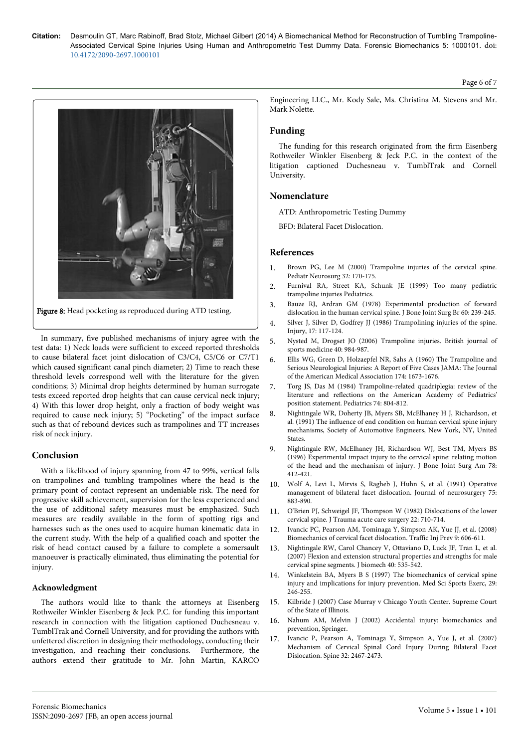Figure 8: Head pocketing as reproduced during ATD testing.

In summary, five published mechanisms of injury agree with the test data: 1) Neck loads were sufficient to exceed reported thresholds to cause bilateral facet joint dislocation of C3/C4, C5/C6 or C7/T1 which caused significant canal pinch diameter; 2) Time to reach these threshold levels correspond well with the literature for the given conditions; 3) Minimal drop heights determined by human surrogate tests exceed reported drop heights that can cause cervical neck injury; 4) With this lower drop height, only a fraction of body weight was required to cause neck injury; 5) "Pocketing" of the impact surface such as that of rebound devices such as trampolines and TT increases risk of neck injury.

## Conclusion

With a likelihood of injury spanning from 47 to 99%, vertical falls on trampolines and tumbling trampolines where the head is the primary point of contact represent an undeniable risk. The need for progressive skill achievement, supervision for the less experienced and the use of additional safety measures must be emphasized. Such measures are readily available in the form of spotting rigs and harnesses such as the ones used to acquire human kinematic data in the current study. With the help of a qualified coach and spotter the risk of head contact caused by a failure to complete a somersault manoeuver is practically eliminated, thus eliminating the potential for injury.

### Acknowledgment

The authors would like to thank the attorneys at Eisenberg Rothweiler Winkler Eisenberg & Jeck P.C. for funding this important research in connection with the litigation captioned Duchesneau v. TumblTrak and Cornell University, and for providing the authors with unfettered discretion in designing their methodology, conducting their investigation, and reaching their conclusions. Furthermore, the authors extend their gratitude to Mr. John Martin, KARCO Engineering LLC., Mr. Kody Sale, Ms. Christina M. Stevens and Mr. Mark Nolette.

## Funding

The funding for this research originated from the firm Eisenberg Rothweiler Winkler Eisenberg & Jeck P.C. in the context of the litigation captioned Duchesneau v. TumblTrak and Cornell University.

## Nomenclature

ATD: Anthropometric Testing Dummy

BFD: Bilateral Facet Dislocation.

## References

1. Brown PG, Lee M (2000) Trampoline injuries of the cervical spine. Pediatr Neurosurg 32: 170-175.
2. Furnival RA, Street KA, Schunk JE (1999) Too many pediatric trampoline injuries Pediatrics.
3. Bauze RJ, Ardran GM (1978) Experimental production of forward dislocation in the human cervical spine. J Bone Joint Surg Br 60: 239-245.
4. Silver J, Silver D, Godfrey JJ (1986) Trampolining injuries of the spine. Injury, 17: 117-124.
5. Nysted M, Drogset JO (2006) Trampoline injuries. British journal of sports medicine 40: 984-987.
6. Ellis WG, Green D, Holzaepfel NR, Sahs A (1960) The Trampoline and Serious Neurological Injuries: A Report of Five Cases JAMA: The Journal of the American Medical Association 174: 1673-1676.
7. Torg JS, Das M (1984) Trampoline-related quadriplegia: review of the literature and reflections on the American Academy of Pediatrics' position statement. Pediatrics 74: 804-812.
8. Nightingale WR, Doherty JB, Myers SB, McElhaney H J, Richardson, et al. (1991) The influence of end condition on human cervical spine injury mechanisms, Society of Automotive Engineers, New York, NY, United States.
9. Nightingale RW, McElhaney JH, Richardson WJ, Best TM, Myers BS (1996) Experimental impact injury to the cervical spine: relating motion of the head and the mechanism of injury. J Bone Joint Surg Am 78: 412-421.
10. Wolf A, Levi L, Mirvis S, Ragheb J, Huhn S, et al. (1991) Operative management of bilateral facet dislocation. Journal of neurosurgery 75: 883-890.
11. O'Brien PJ, Schweigel JF, Thompson W (1982) Dislocations of the lower cervical spine. J Trauma acute care surgery 22: 710-714.
12. Ivancic PC, Pearson AM, Tominaga Y, Simpson AK, Yue JJ, et al. (2008) Biomechanics of cervical facet dislocation. Traffic Inj Prev 9: 606-611.
13. Nightingale RW, Carol Chancey V, Ottaviano D, Luck JF, Tran L, et al. (2007) Flexion and extension structural properties and strengths for male cervical spine segments. J biomech 40: 535-542.
14. Winkelstein BA, Myers B S (1997) The biomechanics of cervical spine injury and implications for injury prevention. Med Sci Sports Exerc, 29: 246-255.
15. Kilbride J (2007) Case Murray v Chicago Youth Center. Supreme Court of the State of Illinois.
16. Nahum AM, Melvin J (2002) Accidental injury: biomechanics and prevention, Springer.
17. Ivancic P, Pearson A, Tominaga Y, Simpson A, Yue J, et al. (2007) Mechanism of Cervical Spinal Cord Injury During Bilateral Facet Dislocation. Spine 32: 2467-2473.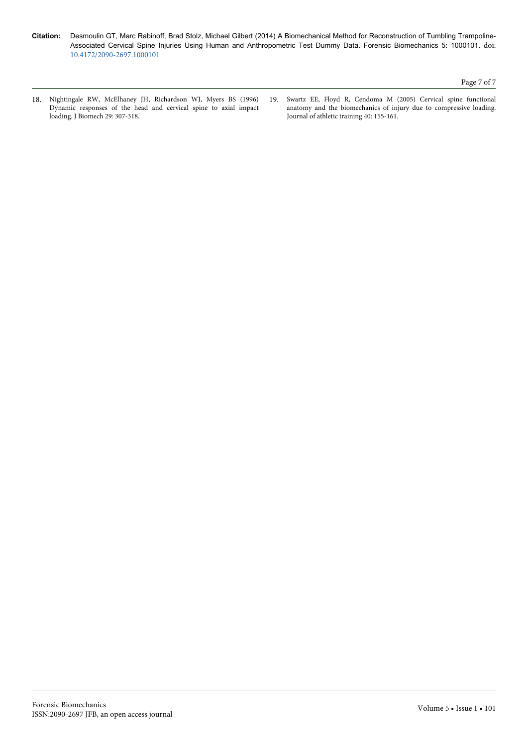18. Nightingale RW, McElhaney JH, Richardson WJ, Myers BS (1996) Dynamic responses of the head and cervical spine to axial impact loading. J Biomech 29: 307-318.
19. Swartz EE, Floyd R, Cendoma M (2005) Cervical spine functional anatomy and the biomechanics of injury due to compressive loading. Journal of athletic training 40: 155-161.